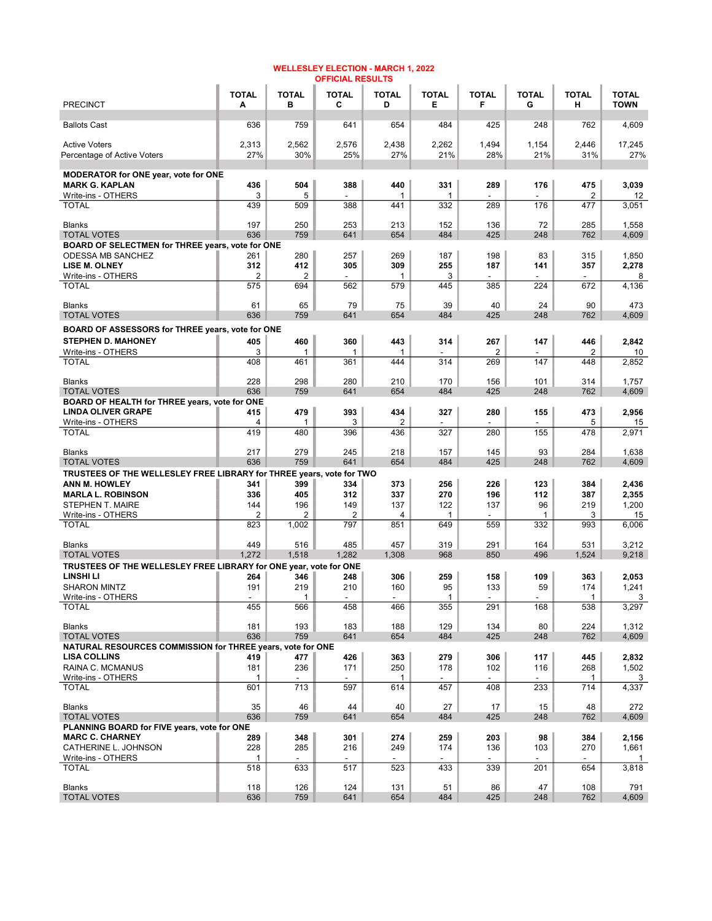# WELLESLEY ELECTION - MARCH 1, 2022
## OFFICIAL RESULTS

| PRECINCT | TOTAL A | TOTAL B | TOTAL C | TOTAL D | TOTAL E | TOTAL F | TOTAL G | TOTAL H | TOTAL TOWN |
|---|---|---|---|---|---|---|---|---|---|
| Ballots Cast | 636 | 759 | 641 | 654 | 484 | 425 | 248 | 762 | 4,609 |
| Active Voters | 2,313 | 2,562 | 2,576 | 2,438 | 2,262 | 1,494 | 1,154 | 2,446 | 17,245 |
| Percentage of Active Voters | 27% | 30% | 25% | 27% | 21% | 28% | 21% | 31% | 27% |
| **MODERATOR for ONE year, vote for ONE** | | | | | | | | | |
| **MARK G. KAPLAN** | **436** | **504** | **388** | **440** | **331** | **289** | **176** | **475** | **3,039** |
| Write-ins - OTHERS | 3 | 5 | - | 1 | 1 | - | - | 2 | 12 |
| TOTAL | 439 | 509 | 388 | 441 | 332 | 289 | 176 | 477 | 3,051 |
| Blanks | 197 | 250 | 253 | 213 | 152 | 136 | 72 | 285 | 1,558 |
| TOTAL VOTES | 636 | 759 | 641 | 654 | 484 | 425 | 248 | 762 | 4,609 |
| **BOARD OF SELECTMEN for THREE years, vote for ONE** | | | | | | | | | |
| ODESSA MB SANCHEZ | 261 | 280 | 257 | 269 | 187 | 198 | 83 | 315 | 1,850 |
| **LISE M. OLNEY** | **312** | **412** | **305** | **309** | **255** | **187** | **141** | **357** | **2,278** |
| Write-ins - OTHERS | 2 | 2 | - | 1 | 3 | - | - | - | 8 |
| TOTAL | 575 | 694 | 562 | 579 | 445 | 385 | 224 | 672 | 4,136 |
| Blanks | 61 | 65 | 79 | 75 | 39 | 40 | 24 | 90 | 473 |
| TOTAL VOTES | 636 | 759 | 641 | 654 | 484 | 425 | 248 | 762 | 4,609 |
| **BOARD OF ASSESSORS for THREE years, vote for ONE** | | | | | | | | | |
| **STEPHEN D. MAHONEY** | **405** | **460** | **360** | **443** | **314** | **267** | **147** | **446** | **2,842** |
| Write-ins - OTHERS | 3 | 1 | 1 | 1 | - | 2 | - | 2 | 10 |
| TOTAL | 408 | 461 | 361 | 444 | 314 | 269 | 147 | 448 | 2,852 |
| Blanks | 228 | 298 | 280 | 210 | 170 | 156 | 101 | 314 | 1,757 |
| TOTAL VOTES | 636 | 759 | 641 | 654 | 484 | 425 | 248 | 762 | 4,609 |
| **BOARD OF HEALTH for THREE years, vote for ONE** | | | | | | | | | |
| **LINDA OLIVER GRAPE** | **415** | **479** | **393** | **434** | **327** | **280** | **155** | **473** | **2,956** |
| Write-ins - OTHERS | 4 | 1 | 3 | 2 | - | - | - | 5 | 15 |
| TOTAL | 419 | 480 | 396 | 436 | 327 | 280 | 155 | 478 | 2,971 |
| Blanks | 217 | 279 | 245 | 218 | 157 | 145 | 93 | 284 | 1,638 |
| TOTAL VOTES | 636 | 759 | 641 | 654 | 484 | 425 | 248 | 762 | 4,609 |
| **TRUSTEES OF THE WELLESLEY FREE LIBRARY for THREE years, vote for TWO** | | | | | | | | | |
| **ANN M. HOWLEY** | **341** | **399** | **334** | **373** | **256** | **226** | **123** | **384** | **2,436** |
| **MARLA L. ROBINSON** | **336** | **405** | **312** | **337** | **270** | **196** | **112** | **387** | **2,355** |
| STEPHEN T. MAIRE | 144 | 196 | 149 | 137 | 122 | 137 | 96 | 219 | 1,200 |
| Write-ins - OTHERS | 2 | 2 | 2 | 4 | 1 | - | 1 | 3 | 15 |
| TOTAL | 823 | 1,002 | 797 | 851 | 649 | 559 | 332 | 993 | 6,006 |
| Blanks | 449 | 516 | 485 | 457 | 319 | 291 | 164 | 531 | 3,212 |
| TOTAL VOTES | 1,272 | 1,518 | 1,282 | 1,308 | 968 | 850 | 496 | 1,524 | 9,218 |
| **TRUSTEES OF THE WELLESLEY FREE LIBRARY for ONE year, vote for ONE** | | | | | | | | | |
| **LINSHI LI** | **264** | **346** | **248** | **306** | **259** | **158** | **109** | **363** | **2,053** |
| SHARON MINTZ | 191 | 219 | 210 | 160 | 95 | 133 | 59 | 174 | 1,241 |
| Write-ins - OTHERS | - | 1 | - | - | 1 | - | - | 1 | 3 |
| TOTAL | 455 | 566 | 458 | 466 | 355 | 291 | 168 | 538 | 3,297 |
| Blanks | 181 | 193 | 183 | 188 | 129 | 134 | 80 | 224 | 1,312 |
| TOTAL VOTES | 636 | 759 | 641 | 654 | 484 | 425 | 248 | 762 | 4,609 |
| **NATURAL RESOURCES COMMISSION for THREE years, vote for ONE** | | | | | | | | | |
| **LISA COLLINS** | **419** | **477** | **426** | **363** | **279** | **306** | **117** | **445** | **2,832** |
| RAINA C. MCMANUS | 181 | 236 | 171 | 250 | 178 | 102 | 116 | 268 | 1,502 |
| Write-ins - OTHERS | 1 | - | - | 1 | - | - | - | 1 | 3 |
| TOTAL | 601 | 713 | 597 | 614 | 457 | 408 | 233 | 714 | 4,337 |
| Blanks | 35 | 46 | 44 | 40 | 27 | 17 | 15 | 48 | 272 |
| TOTAL VOTES | 636 | 759 | 641 | 654 | 484 | 425 | 248 | 762 | 4,609 |
| **PLANNING BOARD for FIVE years, vote for ONE** | | | | | | | | | |
| **MARC C. CHARNEY** | **289** | **348** | **301** | **274** | **259** | **203** | **98** | **384** | **2,156** |
| CATHERINE L. JOHNSON | 228 | 285 | 216 | 249 | 174 | 136 | 103 | 270 | 1,661 |
| Write-ins - OTHERS | 1 | - | - | - | - | - | - | - | 1 |
| TOTAL | 518 | 633 | 517 | 523 | 433 | 339 | 201 | 654 | 3,818 |
| Blanks | 118 | 126 | 124 | 131 | 51 | 86 | 47 | 108 | 791 |
| TOTAL VOTES | 636 | 759 | 641 | 654 | 484 | 425 | 248 | 762 | 4,609 |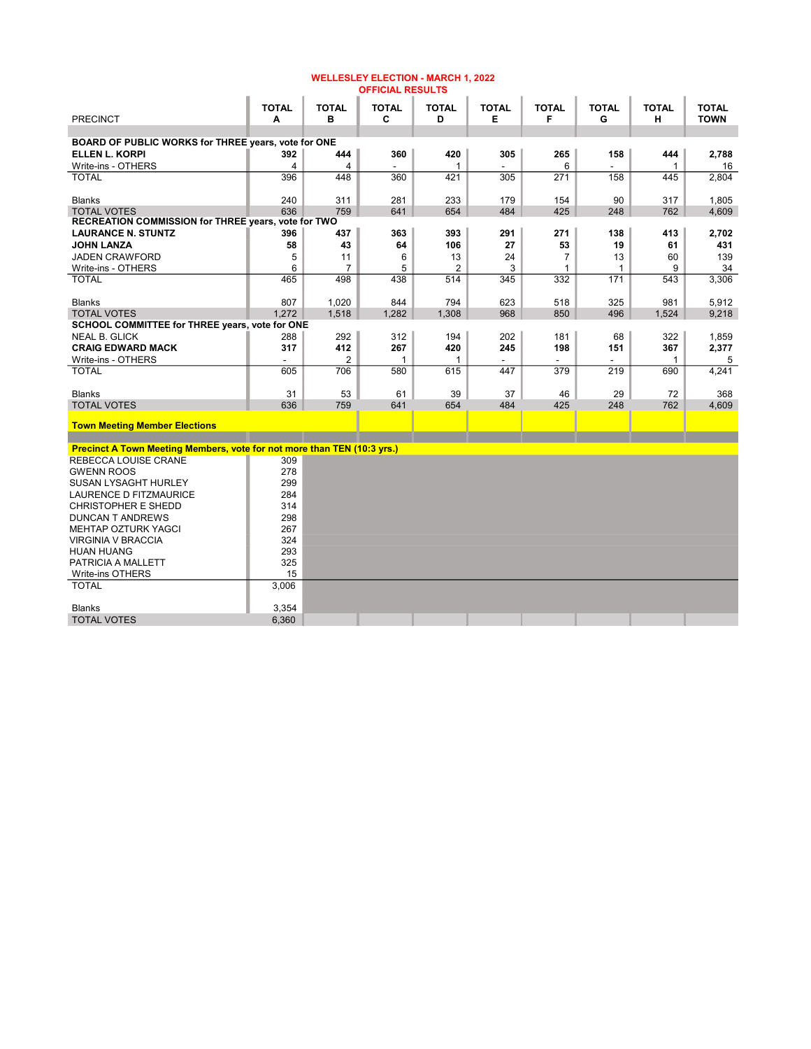# WELLESLEY ELECTION - MARCH 1, 2022
## OFFICIAL RESULTS

| PRECINCT | TOTAL A | TOTAL B | TOTAL C | TOTAL D | TOTAL E | TOTAL F | TOTAL G | TOTAL H | TOTAL TOWN |
|---|---|---|---|---|---|---|---|---|---|
| **BOARD OF PUBLIC WORKS for THREE years, vote for ONE** | | | | | | | | | |
| **ELLEN L. KORPI** | **392** | **444** | **360** | **420** | **305** | **265** | **158** | **444** | **2,788** |
| Write-ins - OTHERS | 4 | 4 | - | 1 | - | 6 | - | 1 | 16 |
| TOTAL | 396 | 448 | 360 | 421 | 305 | 271 | 158 | 445 | 2,804 |
| Blanks | 240 | 311 | 281 | 233 | 179 | 154 | 90 | 317 | 1,805 |
| TOTAL VOTES | 636 | 759 | 641 | 654 | 484 | 425 | 248 | 762 | 4,609 |
| **RECREATION COMMISSION for THREE years, vote for TWO** | | | | | | | | | |
| **LAURANCE N. STUNTZ** | **396** | **437** | **363** | **393** | **291** | **271** | **138** | **413** | **2,702** |
| **JOHN LANZA** | **58** | **43** | **64** | **106** | **27** | **53** | **19** | **61** | **431** |
| JADEN CRAWFORD | 5 | 11 | 6 | 13 | 24 | 7 | 13 | 60 | 139 |
| Write-ins - OTHERS | 6 | 7 | 5 | 2 | 3 | 1 | 1 | 9 | 34 |
| TOTAL | 465 | 498 | 438 | 514 | 345 | 332 | 171 | 543 | 3,306 |
| Blanks | 807 | 1,020 | 844 | 794 | 623 | 518 | 325 | 981 | 5,912 |
| TOTAL VOTES | 1,272 | 1,518 | 1,282 | 1,308 | 968 | 850 | 496 | 1,524 | 9,218 |
| **SCHOOL COMMITTEE for THREE years, vote for ONE** | | | | | | | | | |
| NEAL B. GLICK | 288 | 292 | 312 | 194 | 202 | 181 | 68 | 322 | 1,859 |
| **CRAIG EDWARD MACK** | **317** | **412** | **267** | **420** | **245** | **198** | **151** | **367** | **2,377** |
| Write-ins - OTHERS | - | 2 | 1 | 1 | - | - | - | 1 | 5 |
| TOTAL | 605 | 706 | 580 | 615 | 447 | 379 | 219 | 690 | 4,241 |
| Blanks | 31 | 53 | 61 | 39 | 37 | 46 | 29 | 72 | 368 |
| TOTAL VOTES | 636 | 759 | 641 | 654 | 484 | 425 | 248 | 762 | 4,609 |

**Town Meeting Member Elections**

**Precinct A Town Meeting Members, vote for not more than TEN (10:3 yrs.)**

| Candidate | TOTAL A |
|---|---|
| REBECCA LOUISE CRANE | 309 |
| GWENN ROOS | 278 |
| SUSAN LYSAGHT HURLEY | 299 |
| LAURENCE D FITZMAURICE | 284 |
| CHRISTOPHER E SHEDD | 314 |
| DUNCAN T ANDREWS | 298 |
| MEHTAP OZTURK YAGCI | 267 |
| VIRGINIA V BRACCIA | 324 |
| HUAN HUANG | 293 |
| PATRICIA A MALLETT | 325 |
| Write-ins OTHERS | 15 |
| TOTAL | 3,006 |
| Blanks | 3,354 |
| TOTAL VOTES | 6,360 |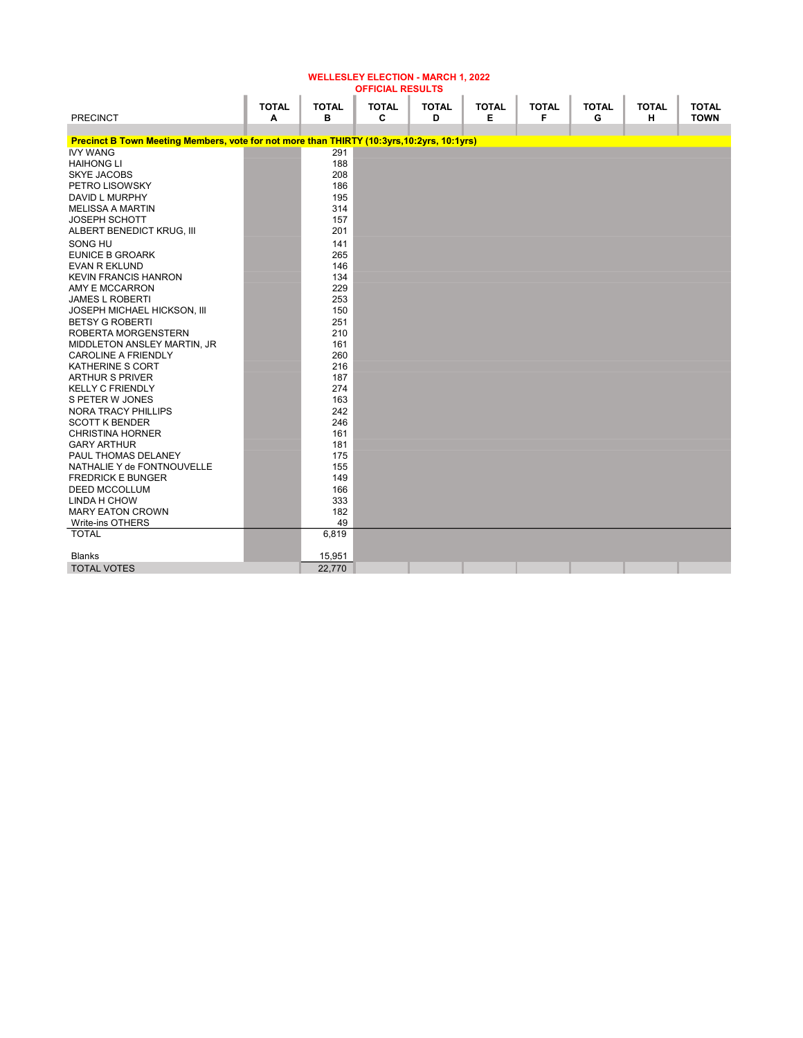## WELLESLEY ELECTION - MARCH 1, 2022
### OFFICIAL RESULTS

| PRECINCT | TOTAL A | TOTAL B | TOTAL C | TOTAL D | TOTAL E | TOTAL F | TOTAL G | TOTAL H | TOTAL TOWN |
|---|---|---|---|---|---|---|---|---|---|
| **Precinct B Town Meeting Members, vote for not more than THIRTY (10:3yrs,10:2yrs, 10:1yrs)** | | | | | | | | | |
| IVY WANG | | 291 | | | | | | | |
| HAIHONG LI | | 188 | | | | | | | |
| SKYE JACOBS | | 208 | | | | | | | |
| PETRO LISOWSKY | | 186 | | | | | | | |
| DAVID L MURPHY | | 195 | | | | | | | |
| MELISSA A MARTIN | | 314 | | | | | | | |
| JOSEPH SCHOTT | | 157 | | | | | | | |
| ALBERT BENEDICT KRUG, III | | 201 | | | | | | | |
| SONG HU | | 141 | | | | | | | |
| EUNICE B GROARK | | 265 | | | | | | | |
| EVAN R EKLUND | | 146 | | | | | | | |
| KEVIN FRANCIS HANRON | | 134 | | | | | | | |
| AMY E MCCARRON | | 229 | | | | | | | |
| JAMES L ROBERTI | | 253 | | | | | | | |
| JOSEPH MICHAEL HICKSON, III | | 150 | | | | | | | |
| BETSY G ROBERTI | | 251 | | | | | | | |
| ROBERTA MORGENSTERN | | 210 | | | | | | | |
| MIDDLETON ANSLEY MARTIN, JR | | 161 | | | | | | | |
| CAROLINE A FRIENDLY | | 260 | | | | | | | |
| KATHERINE S CORT | | 216 | | | | | | | |
| ARTHUR S PRIVER | | 187 | | | | | | | |
| KELLY C FRIENDLY | | 274 | | | | | | | |
| S PETER W JONES | | 163 | | | | | | | |
| NORA TRACY PHILLIPS | | 242 | | | | | | | |
| SCOTT K BENDER | | 246 | | | | | | | |
| CHRISTINA HORNER | | 161 | | | | | | | |
| GARY ARTHUR | | 181 | | | | | | | |
| PAUL THOMAS DELANEY | | 175 | | | | | | | |
| NATHALIE Y de FONTNOUVELLE | | 155 | | | | | | | |
| FREDRICK E BUNGER | | 149 | | | | | | | |
| DEED MCCOLLUM | | 166 | | | | | | | |
| LINDA H CHOW | | 333 | | | | | | | |
| MARY EATON CROWN | | 182 | | | | | | | |
| Write-ins OTHERS | | 49 | | | | | | | |
| TOTAL | | 6,819 | | | | | | | |
| Blanks | | 15,951 | | | | | | | |
| TOTAL VOTES | | 22,770 | | | | | | | |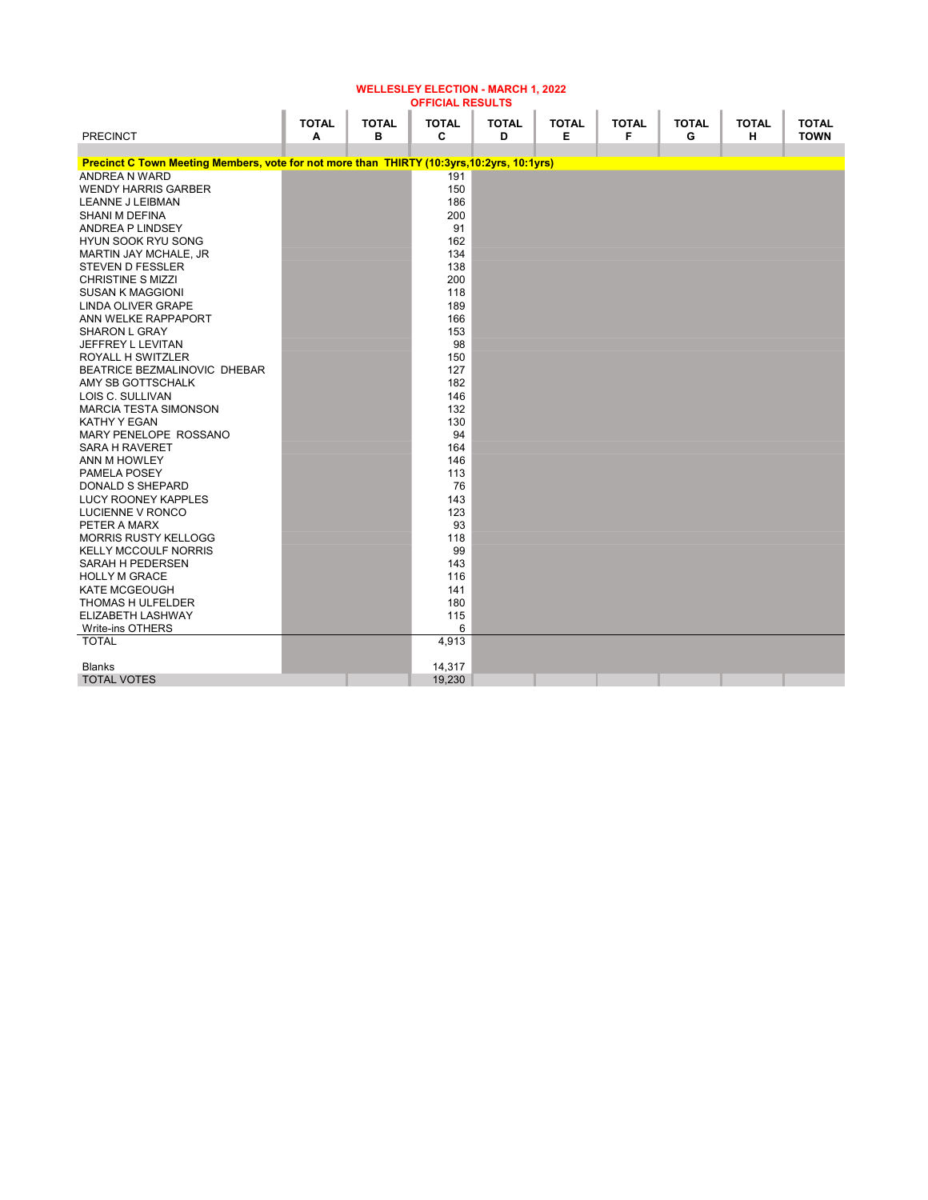# WELLESLEY ELECTION - MARCH 1, 2022
## OFFICIAL RESULTS

| PRECINCT | TOTAL A | TOTAL B | TOTAL C | TOTAL D | TOTAL E | TOTAL F | TOTAL G | TOTAL H | TOTAL TOWN |
|---|---|---|---|---|---|---|---|---|---|
| **Precinct C Town Meeting Members, vote for not more than THIRTY (10:3yrs,10:2yrs, 10:1yrs)** | | | | | | | | | |
| ANDREA N WARD | | | 191 | | | | | | |
| WENDY HARRIS GARBER | | | 150 | | | | | | |
| LEANNE J LEIBMAN | | | 186 | | | | | | |
| SHANI M DEFINA | | | 200 | | | | | | |
| ANDREA P LINDSEY | | | 91 | | | | | | |
| HYUN SOOK RYU SONG | | | 162 | | | | | | |
| MARTIN JAY MCHALE, JR | | | 134 | | | | | | |
| STEVEN D FESSLER | | | 138 | | | | | | |
| CHRISTINE S MIZZI | | | 200 | | | | | | |
| SUSAN K MAGGIONI | | | 118 | | | | | | |
| LINDA OLIVER GRAPE | | | 189 | | | | | | |
| ANN WELKE RAPPAPORT | | | 166 | | | | | | |
| SHARON L GRAY | | | 153 | | | | | | |
| JEFFREY L LEVITAN | | | 98 | | | | | | |
| ROYALL H SWITZLER | | | 150 | | | | | | |
| BEATRICE BEZMALINOVIC DHEBAR | | | 127 | | | | | | |
| AMY SB GOTTSCHALK | | | 182 | | | | | | |
| LOIS C. SULLIVAN | | | 146 | | | | | | |
| MARCIA TESTA SIMONSON | | | 132 | | | | | | |
| KATHY Y EGAN | | | 130 | | | | | | |
| MARY PENELOPE ROSSANO | | | 94 | | | | | | |
| SARA H RAVERET | | | 164 | | | | | | |
| ANN M HOWLEY | | | 146 | | | | | | |
| PAMELA POSEY | | | 113 | | | | | | |
| DONALD S SHEPARD | | | 76 | | | | | | |
| LUCY ROONEY KAPPLES | | | 143 | | | | | | |
| LUCIENNE V RONCO | | | 123 | | | | | | |
| PETER A MARX | | | 93 | | | | | | |
| MORRIS RUSTY KELLOGG | | | 118 | | | | | | |
| KELLY MCCOULF NORRIS | | | 99 | | | | | | |
| SARAH H PEDERSEN | | | 143 | | | | | | |
| HOLLY M GRACE | | | 116 | | | | | | |
| KATE MCGEOUGH | | | 141 | | | | | | |
| THOMAS H ULFELDER | | | 180 | | | | | | |
| ELIZABETH LASHWAY | | | 115 | | | | | | |
| Write-ins OTHERS | | | 6 | | | | | | |
| TOTAL | | | 4,913 | | | | | | |
| Blanks | | | 14,317 | | | | | | |
| TOTAL VOTES | | | 19,230 | | | | | | |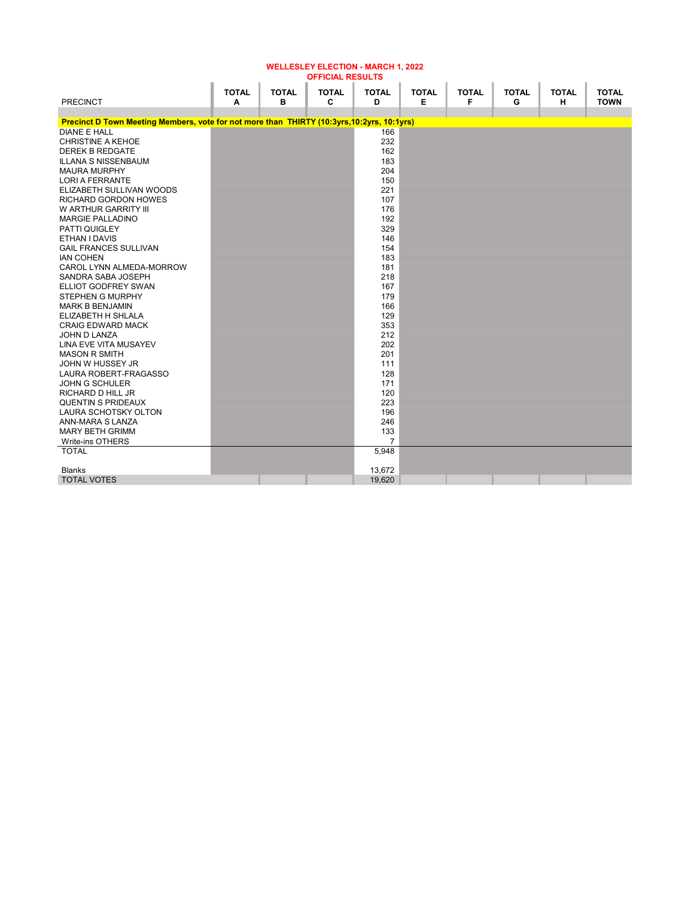# WELLESLEY ELECTION - MARCH 1, 2022
## OFFICIAL RESULTS

| PRECINCT | TOTAL A | TOTAL B | TOTAL C | TOTAL D | TOTAL E | TOTAL F | TOTAL G | TOTAL H | TOTAL TOWN |
|---|---|---|---|---|---|---|---|---|---|
| **Precinct D Town Meeting Members, vote for not more than THIRTY (10:3yrs,10:2yrs, 10:1yrs)** | | | | | | | | | |
| DIANE E HALL | | | | 166 | | | | | |
| CHRISTINE A KEHOE | | | | 232 | | | | | |
| DEREK B REDGATE | | | | 162 | | | | | |
| ILLANA S NISSENBAUM | | | | 183 | | | | | |
| MAURA MURPHY | | | | 204 | | | | | |
| LORI A FERRANTE | | | | 150 | | | | | |
| ELIZABETH SULLIVAN WOODS | | | | 221 | | | | | |
| RICHARD GORDON HOWES | | | | 107 | | | | | |
| W ARTHUR GARRITY III | | | | 176 | | | | | |
| MARGIE PALLADINO | | | | 192 | | | | | |
| PATTI QUIGLEY | | | | 329 | | | | | |
| ETHAN I DAVIS | | | | 146 | | | | | |
| GAIL FRANCES SULLIVAN | | | | 154 | | | | | |
| IAN COHEN | | | | 183 | | | | | |
| CAROL LYNN ALMEDA-MORROW | | | | 181 | | | | | |
| SANDRA SABA JOSEPH | | | | 218 | | | | | |
| ELLIOT GODFREY SWAN | | | | 167 | | | | | |
| STEPHEN G MURPHY | | | | 179 | | | | | |
| MARK B BENJAMIN | | | | 166 | | | | | |
| ELIZABETH H SHLALA | | | | 129 | | | | | |
| CRAIG EDWARD MACK | | | | 353 | | | | | |
| JOHN D LANZA | | | | 212 | | | | | |
| LINA EVE VITA MUSAYEV | | | | 202 | | | | | |
| MASON R SMITH | | | | 201 | | | | | |
| JOHN W HUSSEY JR | | | | 111 | | | | | |
| LAURA ROBERT-FRAGASSO | | | | 128 | | | | | |
| JOHN G SCHULER | | | | 171 | | | | | |
| RICHARD D HILL JR | | | | 120 | | | | | |
| QUENTIN S PRIDEAUX | | | | 223 | | | | | |
| LAURA SCHOTSKY OLTON | | | | 196 | | | | | |
| ANN-MARA S LANZA | | | | 246 | | | | | |
| MARY BETH GRIMM | | | | 133 | | | | | |
| Write-ins OTHERS | | | | 7 | | | | | |
| TOTAL | | | | 5,948 | | | | | |
| Blanks | | | | 13,672 | | | | | |
| TOTAL VOTES | | | | 19,620 | | | | | |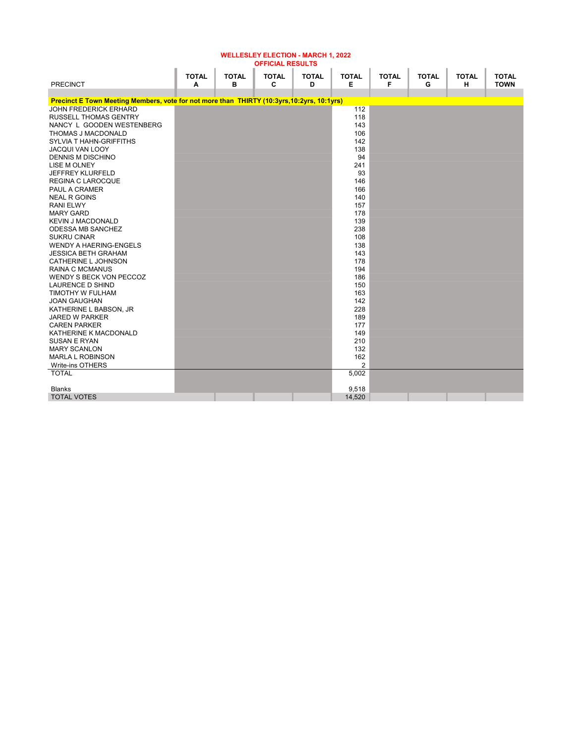**WELLESLEY ELECTION - MARCH 1, 2022**
**OFFICIAL RESULTS**

| PRECINCT | TOTAL A | TOTAL B | TOTAL C | TOTAL D | TOTAL E | TOTAL F | TOTAL G | TOTAL H | TOTAL TOWN |
|---|---|---|---|---|---|---|---|---|---|
| **Precinct E Town Meeting Members, vote for not more than THIRTY (10:3yrs,10:2yrs, 10:1yrs)** | | | | | | | | | |
| JOHN FREDERICK ERHARD | | | | | 112 | | | | |
| RUSSELL THOMAS GENTRY | | | | | 118 | | | | |
| NANCY L GOODEN WESTENBERG | | | | | 143 | | | | |
| THOMAS J MACDONALD | | | | | 106 | | | | |
| SYLVIA T HAHN-GRIFFITHS | | | | | 142 | | | | |
| JACQUI VAN LOOY | | | | | 138 | | | | |
| DENNIS M DISCHINO | | | | | 94 | | | | |
| LISE M OLNEY | | | | | 241 | | | | |
| JEFFREY KLURFELD | | | | | 93 | | | | |
| REGINA C LAROCQUE | | | | | 146 | | | | |
| PAUL A CRAMER | | | | | 166 | | | | |
| NEAL R GOINS | | | | | 140 | | | | |
| RANI ELWY | | | | | 157 | | | | |
| MARY GARD | | | | | 178 | | | | |
| KEVIN J MACDONALD | | | | | 139 | | | | |
| ODESSA MB SANCHEZ | | | | | 238 | | | | |
| SUKRU CINAR | | | | | 108 | | | | |
| WENDY A HAERING-ENGELS | | | | | 138 | | | | |
| JESSICA BETH GRAHAM | | | | | 143 | | | | |
| CATHERINE L JOHNSON | | | | | 178 | | | | |
| RAINA C MCMANUS | | | | | 194 | | | | |
| WENDY S BECK VON PECCOZ | | | | | 186 | | | | |
| LAURENCE D SHIND | | | | | 150 | | | | |
| TIMOTHY W FULHAM | | | | | 163 | | | | |
| JOAN GAUGHAN | | | | | 142 | | | | |
| KATHERINE L BABSON, JR | | | | | 228 | | | | |
| JARED W PARKER | | | | | 189 | | | | |
| CAREN PARKER | | | | | 177 | | | | |
| KATHERINE K MACDONALD | | | | | 149 | | | | |
| SUSAN E RYAN | | | | | 210 | | | | |
| MARY SCANLON | | | | | 132 | | | | |
| MARLA L ROBINSON | | | | | 162 | | | | |
| Write-ins OTHERS | | | | | 2 | | | | |
| TOTAL | | | | | 5,002 | | | | |
| Blanks | | | | | 9,518 | | | | |
| TOTAL VOTES | | | | | 14,520 | | | | |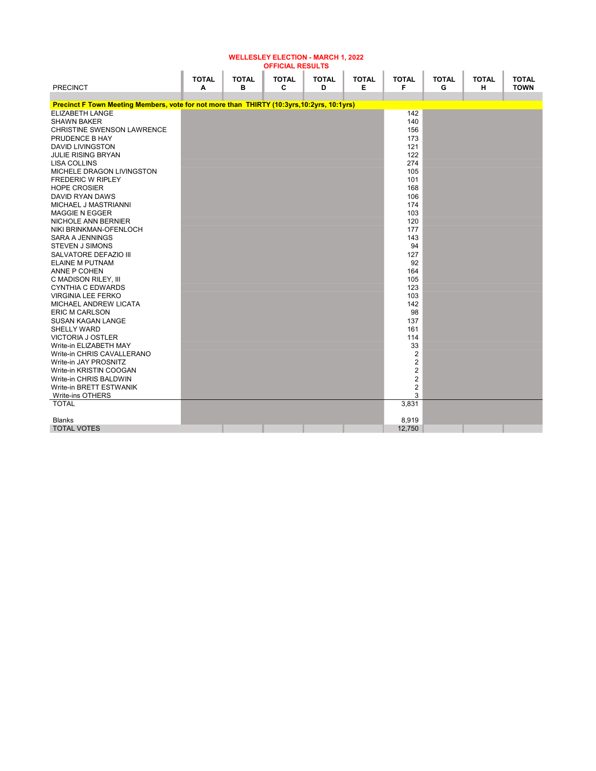**WELLESLEY ELECTION - MARCH 1, 2022**
**OFFICIAL RESULTS**

| PRECINCT | TOTAL A | TOTAL B | TOTAL C | TOTAL D | TOTAL E | TOTAL F | TOTAL G | TOTAL H | TOTAL TOWN |
|---|---|---|---|---|---|---|---|---|---|
| **Precinct F Town Meeting Members, vote for not more than THIRTY (10:3yrs,10:2yrs, 10:1yrs)** | | | | | | | | | |
| ELIZABETH LANGE | | | | | | 142 | | | |
| SHAWN BAKER | | | | | | 140 | | | |
| CHRISTINE SWENSON LAWRENCE | | | | | | 156 | | | |
| PRUDENCE B HAY | | | | | | 173 | | | |
| DAVID LIVINGSTON | | | | | | 121 | | | |
| JULIE RISING BRYAN | | | | | | 122 | | | |
| LISA COLLINS | | | | | | 274 | | | |
| MICHELE DRAGON LIVINGSTON | | | | | | 105 | | | |
| FREDERIC W RIPLEY | | | | | | 101 | | | |
| HOPE CROSIER | | | | | | 168 | | | |
| DAVID RYAN DAWS | | | | | | 106 | | | |
| MICHAEL J MASTRIANNI | | | | | | 174 | | | |
| MAGGIE N EGGER | | | | | | 103 | | | |
| NICHOLE ANN BERNIER | | | | | | 120 | | | |
| NIKI BRINKMAN-OFENLOCH | | | | | | 177 | | | |
| SARA A JENNINGS | | | | | | 143 | | | |
| STEVEN J SIMONS | | | | | | 94 | | | |
| SALVATORE DEFAZIO III | | | | | | 127 | | | |
| ELAINE M PUTNAM | | | | | | 92 | | | |
| ANNE P COHEN | | | | | | 164 | | | |
| C MADISON RILEY, III | | | | | | 105 | | | |
| CYNTHIA C EDWARDS | | | | | | 123 | | | |
| VIRGINIA LEE FERKO | | | | | | 103 | | | |
| MICHAEL ANDREW LICATA | | | | | | 142 | | | |
| ERIC M CARLSON | | | | | | 98 | | | |
| SUSAN KAGAN LANGE | | | | | | 137 | | | |
| SHELLY WARD | | | | | | 161 | | | |
| VICTORIA J OSTLER | | | | | | 114 | | | |
| Write-in ELIZABETH MAY | | | | | | 33 | | | |
| Write-in CHRIS CAVALLERANO | | | | | | 2 | | | |
| Write-in JAY PROSNITZ | | | | | | 2 | | | |
| Write-in KRISTIN COOGAN | | | | | | 2 | | | |
| Write-in CHRIS BALDWIN | | | | | | 2 | | | |
| Write-in BRETT ESTWANIK | | | | | | 2 | | | |
| Write-ins OTHERS | | | | | | 3 | | | |
| TOTAL | | | | | | 3,831 | | | |
| Blanks | | | | | | 8,919 | | | |
| TOTAL VOTES | | | | | | 12,750 | | | |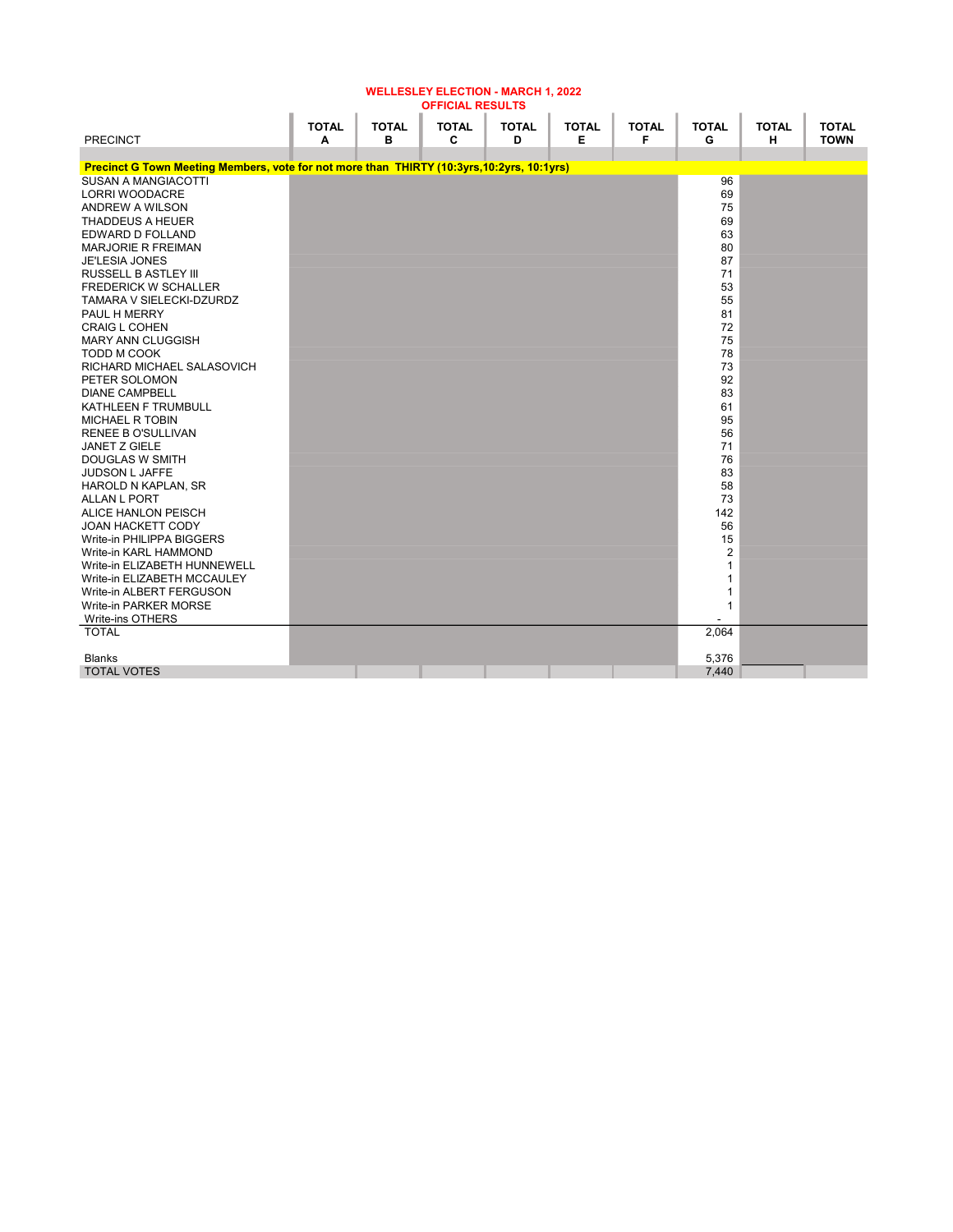**WELLESLEY ELECTION - MARCH 1, 2022**
**OFFICIAL RESULTS**

| PRECINCT | TOTAL A | TOTAL B | TOTAL C | TOTAL D | TOTAL E | TOTAL F | TOTAL G | TOTAL H | TOTAL TOWN |
|---|---|---|---|---|---|---|---|---|---|
| **Precinct G Town Meeting Members, vote for not more than THIRTY (10:3yrs,10:2yrs, 10:1yrs)** | | | | | | | | | |
| SUSAN A MANGIACOTTI | | | | | | | 96 | | |
| LORRI WOODACRE | | | | | | | 69 | | |
| ANDREW A WILSON | | | | | | | 75 | | |
| THADDEUS A HEUER | | | | | | | 69 | | |
| EDWARD D FOLLAND | | | | | | | 63 | | |
| MARJORIE R FREIMAN | | | | | | | 80 | | |
| JE'LESIA JONES | | | | | | | 87 | | |
| RUSSELL B ASTLEY III | | | | | | | 71 | | |
| FREDERICK W SCHALLER | | | | | | | 53 | | |
| TAMARA V SIELECKI-DZURDZ | | | | | | | 55 | | |
| PAUL H MERRY | | | | | | | 81 | | |
| CRAIG L COHEN | | | | | | | 72 | | |
| MARY ANN CLUGGISH | | | | | | | 75 | | |
| TODD M COOK | | | | | | | 78 | | |
| RICHARD MICHAEL SALASOVICH | | | | | | | 73 | | |
| PETER SOLOMON | | | | | | | 92 | | |
| DIANE CAMPBELL | | | | | | | 83 | | |
| KATHLEEN F TRUMBULL | | | | | | | 61 | | |
| MICHAEL R TOBIN | | | | | | | 95 | | |
| RENEE B O'SULLIVAN | | | | | | | 56 | | |
| JANET Z GIELE | | | | | | | 71 | | |
| DOUGLAS W SMITH | | | | | | | 76 | | |
| JUDSON L JAFFE | | | | | | | 83 | | |
| HAROLD N KAPLAN, SR | | | | | | | 58 | | |
| ALLAN L PORT | | | | | | | 73 | | |
| ALICE HANLON PEISCH | | | | | | | 142 | | |
| JOAN HACKETT CODY | | | | | | | 56 | | |
| Write-in PHILIPPA BIGGERS | | | | | | | 15 | | |
| Write-in KARL HAMMOND | | | | | | | 2 | | |
| Write-in ELIZABETH HUNNEWELL | | | | | | | 1 | | |
| Write-in ELIZABETH MCCAULEY | | | | | | | 1 | | |
| Write-in ALBERT FERGUSON | | | | | | | 1 | | |
| Write-in PARKER MORSE | | | | | | | 1 | | |
| Write-ins OTHERS | | | | | | | - | | |
| TOTAL | | | | | | | 2,064 | | |
| Blanks | | | | | | | 5,376 | | |
| TOTAL VOTES | | | | | | | 7,440 | | |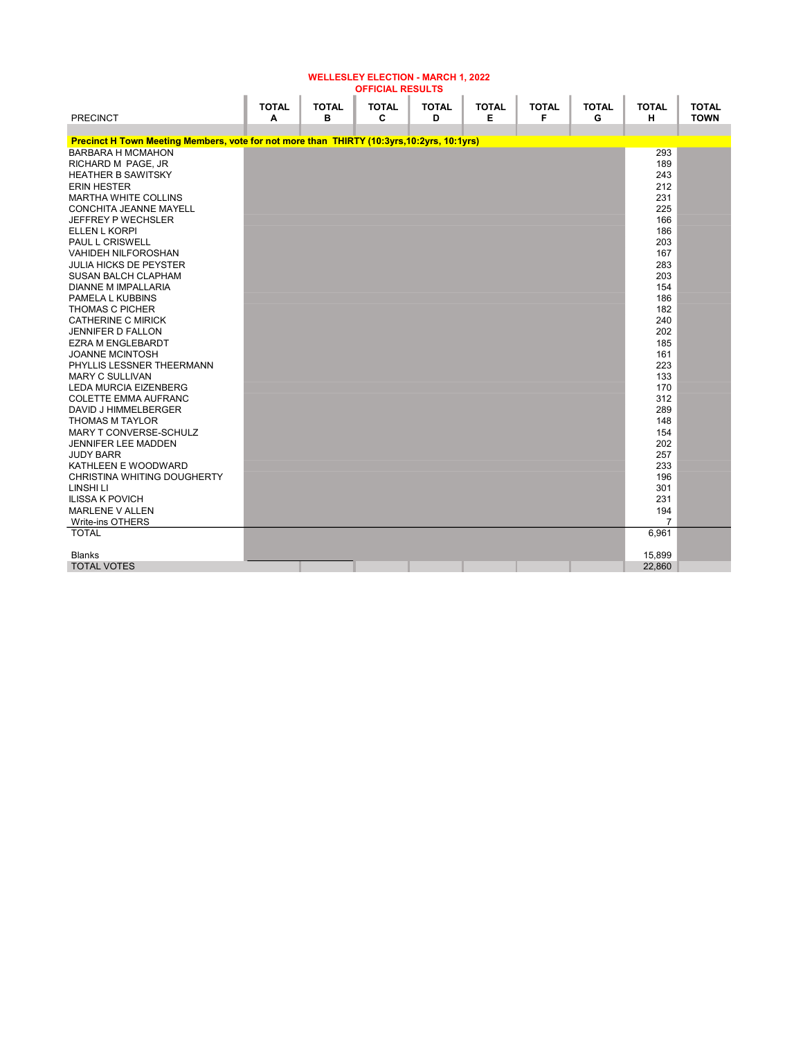**WELLESLEY ELECTION - MARCH 1, 2022**
**OFFICIAL RESULTS**

| PRECINCT | TOTAL A | TOTAL B | TOTAL C | TOTAL D | TOTAL E | TOTAL F | TOTAL G | TOTAL H | TOTAL TOWN |
|---|---|---|---|---|---|---|---|---|---|
| **Precinct H Town Meeting Members, vote for not more than THIRTY (10:3yrs,10:2yrs, 10:1yrs)** | | | | | | | | | |
| BARBARA H MCMAHON | | | | | | | | 293 | |
| RICHARD M PAGE, JR | | | | | | | | 189 | |
| HEATHER B SAWITSKY | | | | | | | | 243 | |
| ERIN HESTER | | | | | | | | 212 | |
| MARTHA WHITE COLLINS | | | | | | | | 231 | |
| CONCHITA JEANNE MAYELL | | | | | | | | 225 | |
| JEFFREY P WECHSLER | | | | | | | | 166 | |
| ELLEN L KORPI | | | | | | | | 186 | |
| PAUL L CRISWELL | | | | | | | | 203 | |
| VAHIDEH NILFOROSHAN | | | | | | | | 167 | |
| JULIA HICKS DE PEYSTER | | | | | | | | 283 | |
| SUSAN BALCH CLAPHAM | | | | | | | | 203 | |
| DIANNE M IMPALLARIA | | | | | | | | 154 | |
| PAMELA L KUBBINS | | | | | | | | 186 | |
| THOMAS C PICHER | | | | | | | | 182 | |
| CATHERINE C MIRICK | | | | | | | | 240 | |
| JENNIFER D FALLON | | | | | | | | 202 | |
| EZRA M ENGLEBARDT | | | | | | | | 185 | |
| JOANNE MCINTOSH | | | | | | | | 161 | |
| PHYLLIS LESSNER THEERMANN | | | | | | | | 223 | |
| MARY C SULLIVAN | | | | | | | | 133 | |
| LEDA MURCIA EIZENBERG | | | | | | | | 170 | |
| COLETTE EMMA AUFRANC | | | | | | | | 312 | |
| DAVID J HIMMELBERGER | | | | | | | | 289 | |
| THOMAS M TAYLOR | | | | | | | | 148 | |
| MARY T CONVERSE-SCHULZ | | | | | | | | 154 | |
| JENNIFER LEE MADDEN | | | | | | | | 202 | |
| JUDY BARR | | | | | | | | 257 | |
| KATHLEEN E WOODWARD | | | | | | | | 233 | |
| CHRISTINA WHITING DOUGHERTY | | | | | | | | 196 | |
| LINSHI LI | | | | | | | | 301 | |
| ILISSA K POVICH | | | | | | | | 231 | |
| MARLENE V ALLEN | | | | | | | | 194 | |
| Write-ins OTHERS | | | | | | | | 7 | |
| TOTAL | | | | | | | | 6,961 | |
| Blanks | | | | | | | | 15,899 | |
| TOTAL VOTES | | | | | | | | 22,860 | |